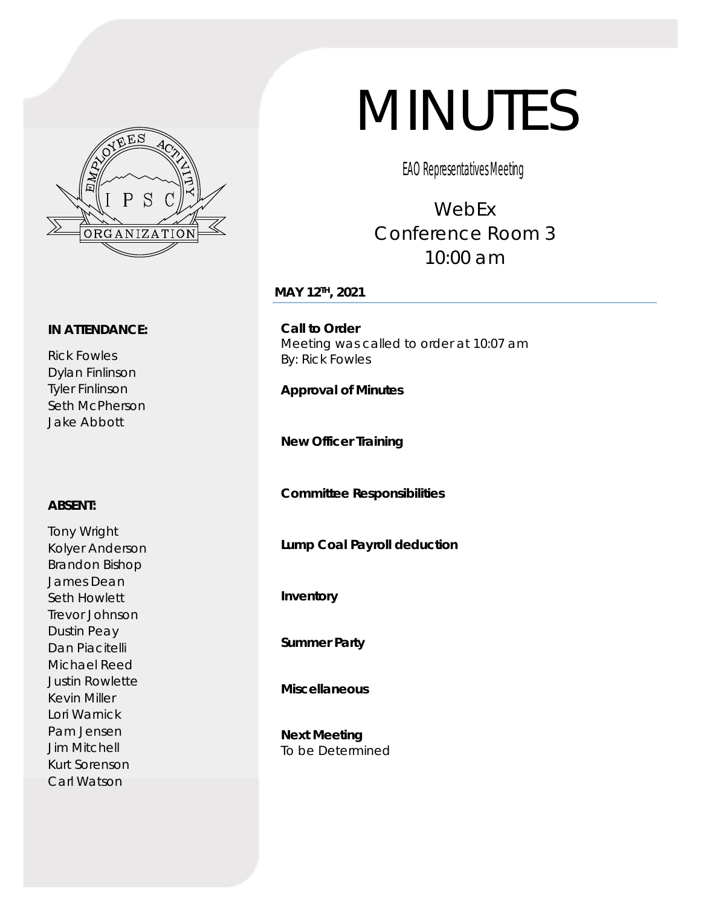# MINUTES

EAO Representatives Meeting

WebEx
Conference Room 3
10:00 am

**MAY 12TH, 2021**

**IN ATTENDANCE:**

Rick Fowles
Dylan Finlinson
Tyler Finlinson
Seth McPherson
Jake Abbott

**ABSENT:**

Tony Wright
Kolyer Anderson
Brandon Bishop
James Dean
Seth Howlett
Trevor Johnson
Dustin Peay
Dan Piacitelli
Michael Reed
Justin Rowlette
Kevin Miller
Lori Warnick
Pam Jensen
Jim Mitchell
Kurt Sorenson
Carl Watson

**Call to Order**
Meeting was called to order at 10:07 am
By: Rick Fowles

**Approval of Minutes**

**New Officer Training**

**Committee Responsibilities**

**Lump Coal Payroll deduction**

**Inventory**

**Summer Party**

**Miscellaneous**

**Next Meeting**
To be Determined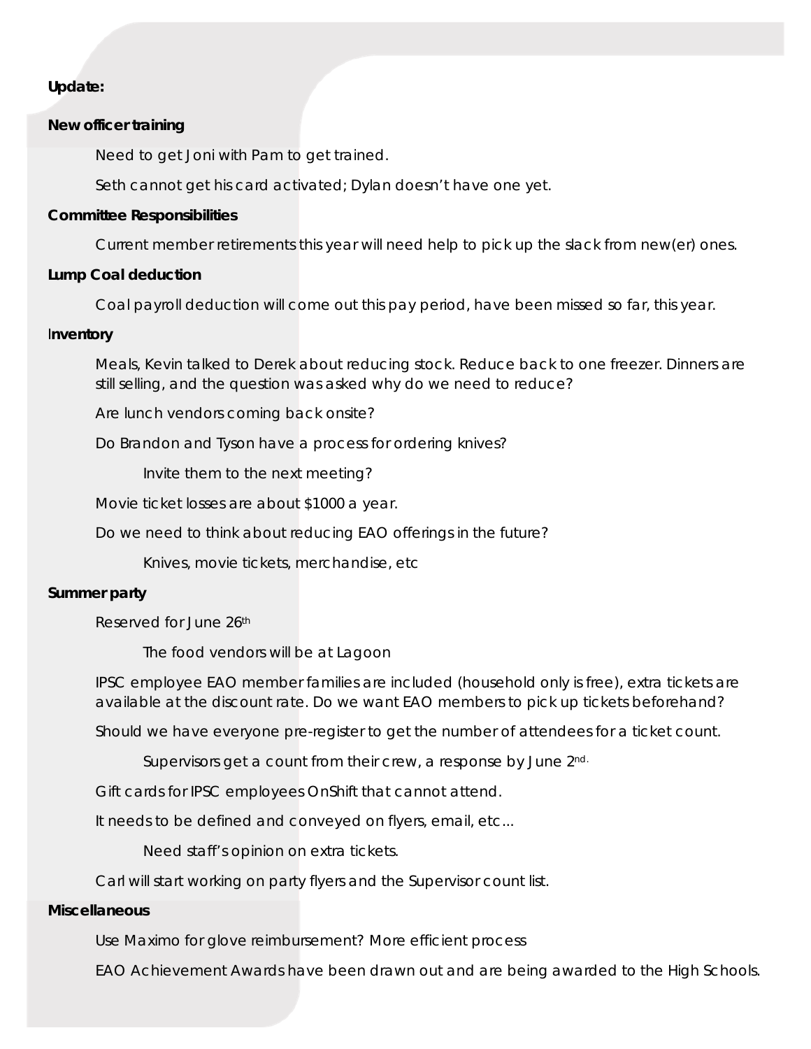**Update:**

**New officer training**

Need to get Joni with Pam to get trained.

Seth cannot get his card activated; Dylan doesn't have one yet.

**Committee Responsibilities**

Current member retirements this year will need help to pick up the slack from new(er) ones.

**Lump Coal deduction**

Coal payroll deduction will come out this pay period, have been missed so far, this year.

**Inventory**

Meals, Kevin talked to Derek about reducing stock. Reduce back to one freezer. Dinners are still selling, and the question was asked why do we need to reduce?

Are lunch vendors coming back onsite?

Do Brandon and Tyson have a process for ordering knives?

- Invite them to the next meeting?

Movie ticket losses are about $1000 a year.

Do we need to think about reducing EAO offerings in the future?

- Knives, movie tickets, merchandise, etc

**Summer party**

Reserved for June 26th

- The food vendors will be at Lagoon

IPSC employee EAO member families are included (household only is free), extra tickets are available at the discount rate. Do we want EAO members to pick up tickets beforehand?

Should we have everyone pre-register to get the number of attendees for a ticket count.

- Supervisors get a count from their crew, a response by June 2nd.

Gift cards for IPSC employees OnShift that cannot attend.

It needs to be defined and conveyed on flyers, email, etc...

- Need staff's opinion on extra tickets.

Carl will start working on party flyers and the Supervisor count list.

**Miscellaneous**

Use Maximo for glove reimbursement? More efficient process

EAO Achievement Awards have been drawn out and are being awarded to the High Schools.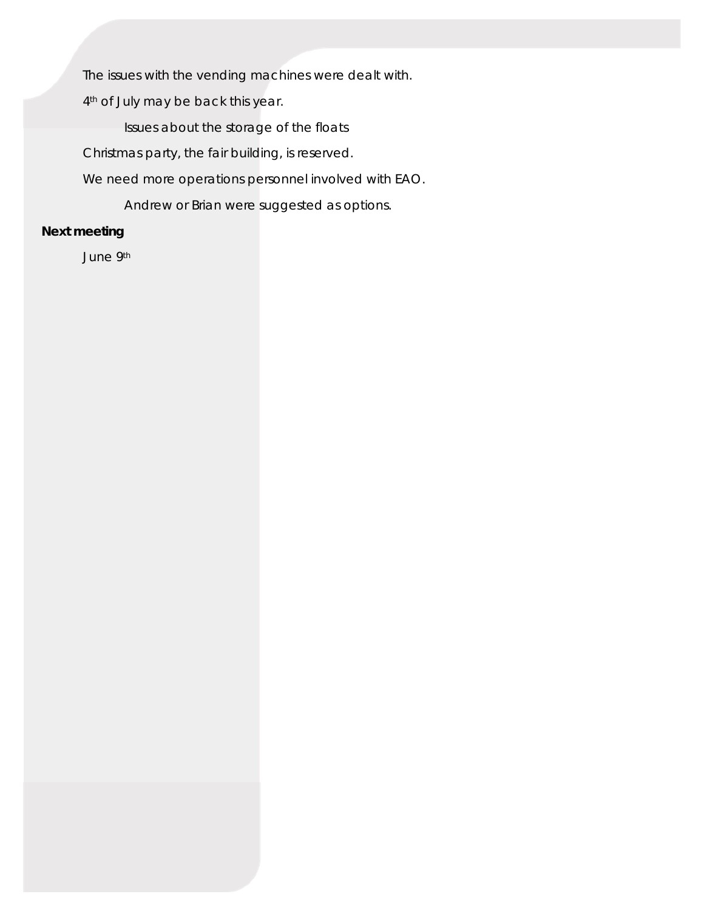The issues with the vending machines were dealt with.

4th of July may be back this year.

- Issues about the storage of the floats

Christmas party, the fair building, is reserved.

We need more operations personnel involved with EAO.

- Andrew or Brian were suggested as options.

**Next meeting**

June 9th